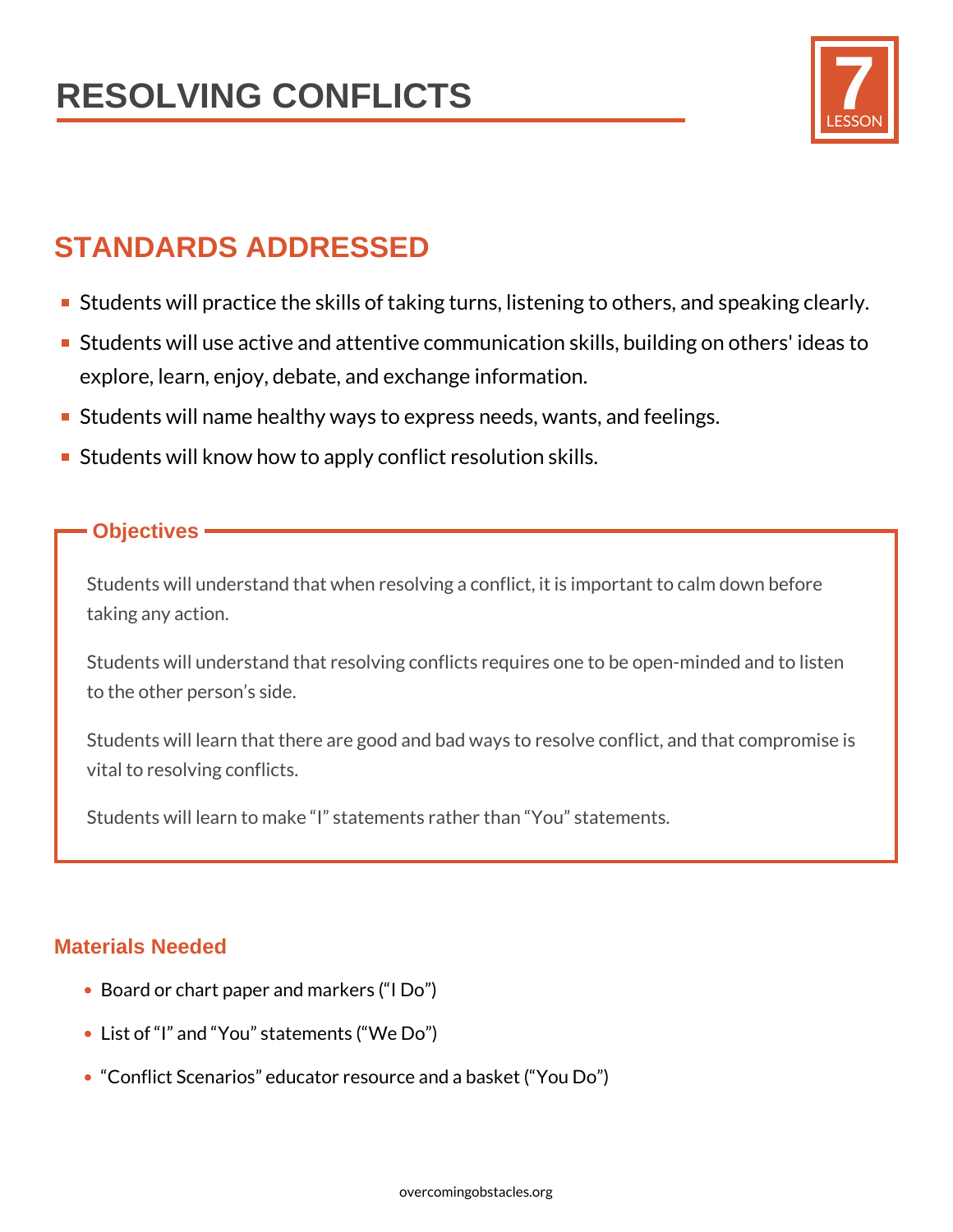# RESOLVING CONFLICTS

**LESSON 7**

## STANDARDS ADDRESSED

- Students will practice the skills of taking turns, listening to others, and speaking clearly.
- Students will use active and attentive communication skills, building on others' ideas to explore, learn, enjoy, debate, and exchange information.
- Students will name healthy ways to express needs, wants, and feelings.
- Students will know how to apply conflict resolution skills.

### Objectives

Students will understand that when resolving a conflict, it is important to calm down before taking any action.

Students will understand that resolving conflicts requires one to be open-minded and to listen to the other person's side.

Students will learn that there are good and bad ways to resolve conflict, and that compromise is vital to resolving conflicts.

Students will learn to make "I" statements rather than "You" statements.

### Materials Needed

- Board or chart paper and markers ("I Do")
- List of "I" and "You" statements ("We Do")
- "Conflict Scenarios" educator resource and a basket ("You Do")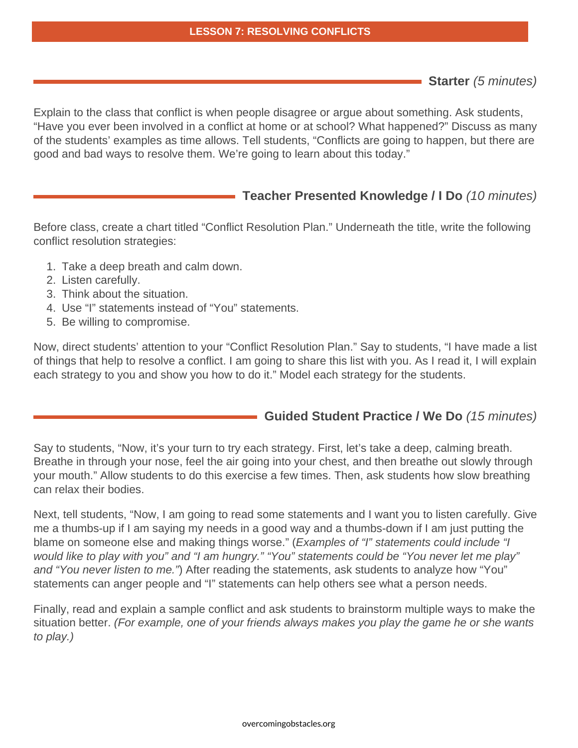## LESSON 7: RESOLVING CONFLICTS

### **Starter** *(5 minutes)*

Explain to the class that conflict is when people disagree or argue about something. Ask students, "Have you ever been involved in a conflict at home or at school? What happened?" Discuss as many of the students' examples as time allows. Tell students, "Conflicts are going to happen, but there are good and bad ways to resolve them. We're going to learn about this today."

### **Teacher Presented Knowledge / I Do** *(10 minutes)*

Before class, create a chart titled "Conflict Resolution Plan." Underneath the title, write the following conflict resolution strategies:

1. Take a deep breath and calm down.
2. Listen carefully.
3. Think about the situation.
4. Use "I" statements instead of "You" statements.
5. Be willing to compromise.

Now, direct students' attention to your "Conflict Resolution Plan." Say to students, "I have made a list of things that help to resolve a conflict. I am going to share this list with you. As I read it, I will explain each strategy to you and show you how to do it." Model each strategy for the students.

### **Guided Student Practice / We Do** *(15 minutes)*

Say to students, "Now, it's your turn to try each strategy. First, let's take a deep, calming breath. Breathe in through your nose, feel the air going into your chest, and then breathe out slowly through your mouth." Allow students to do this exercise a few times. Then, ask students how slow breathing can relax their bodies.

Next, tell students, "Now, I am going to read some statements and I want you to listen carefully. Give me a thumbs-up if I am saying my needs in a good way and a thumbs-down if I am just putting the blame on someone else and making things worse." (*Examples of "I" statements could include "I would like to play with you" and "I am hungry." "You" statements could be "You never let me play" and "You never listen to me."*) After reading the statements, ask students to analyze how "You" statements can anger people and "I" statements can help others see what a person needs.

Finally, read and explain a sample conflict and ask students to brainstorm multiple ways to make the situation better. *(For example, one of your friends always makes you play the game he or she wants to play.)*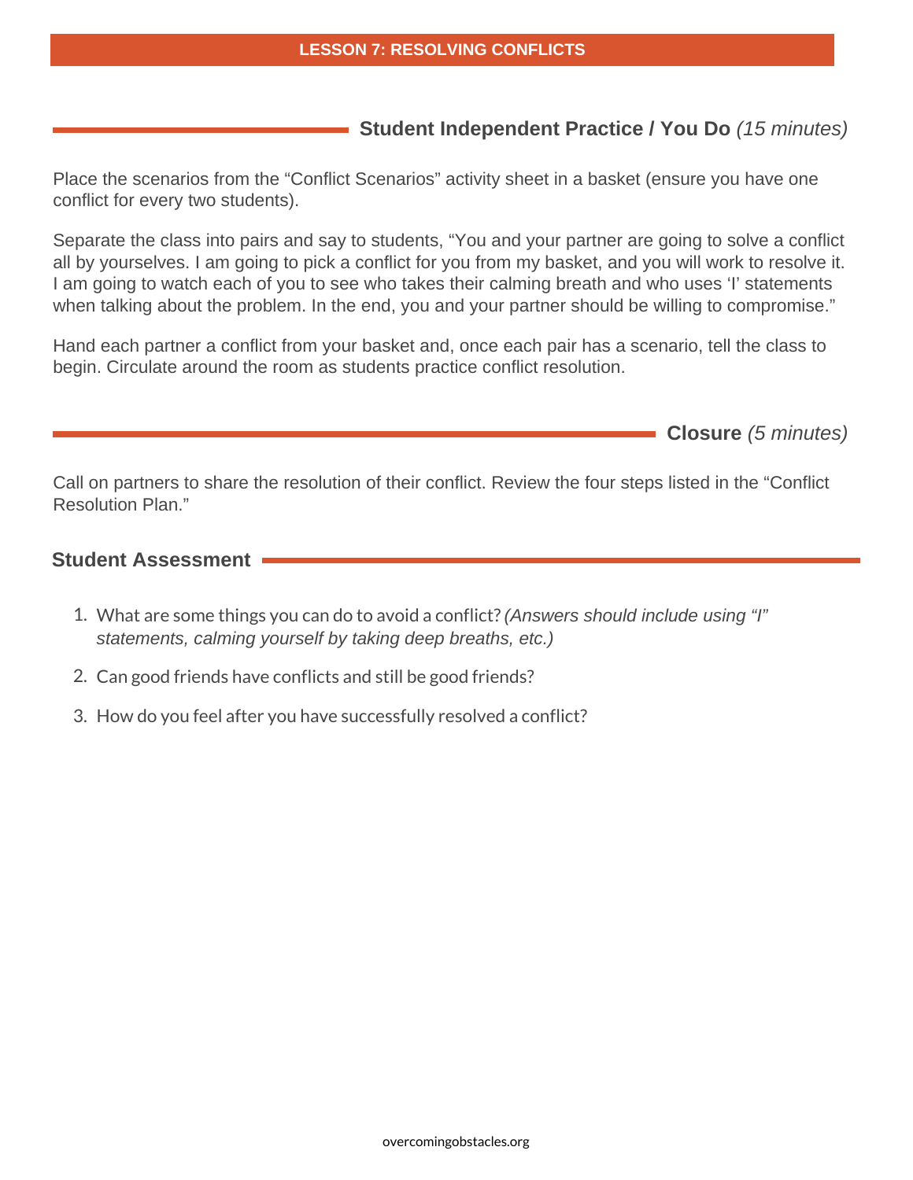## Student Independent Practice / You Do *(15 minutes)*

Place the scenarios from the “Conflict Scenarios” activity sheet in a basket (ensure you have one conflict for every two students).

Separate the class into pairs and say to students, “You and your partner are going to solve a conflict all by yourselves. I am going to pick a conflict for you from my basket, and you will work to resolve it. I am going to watch each of you to see who takes their calming breath and who uses ‘I’ statements when talking about the problem. In the end, you and your partner should be willing to compromise.”

Hand each partner a conflict from your basket and, once each pair has a scenario, tell the class to begin. Circulate around the room as students practice conflict resolution.

## Closure *(5 minutes)*

Call on partners to share the resolution of their conflict. Review the four steps listed in the “Conflict Resolution Plan.”

## Student Assessment

1. What are some things you can do to avoid a conflict? *(Answers should include using “I” statements, calming yourself by taking deep breaths, etc.)*
2. Can good friends have conflicts and still be good friends?
3. How do you feel after you have successfully resolved a conflict?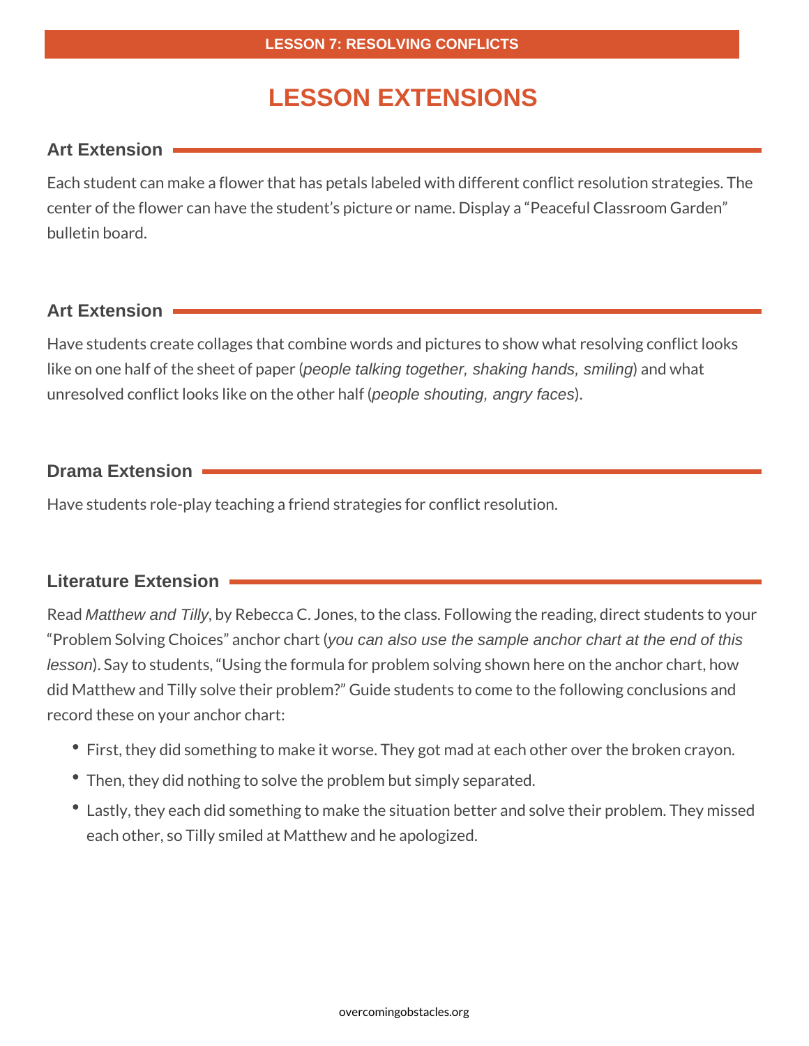# LESSON EXTENSIONS

## Art Extension

Each student can make a flower that has petals labeled with different conflict resolution strategies. The center of the flower can have the student's picture or name. Display a "Peaceful Classroom Garden" bulletin board.

## Art Extension

Have students create collages that combine words and pictures to show what resolving conflict looks like on one half of the sheet of paper (*people talking together, shaking hands, smiling*) and what unresolved conflict looks like on the other half (*people shouting, angry faces*).

## Drama Extension

Have students role-play teaching a friend strategies for conflict resolution.

## Literature Extension

Read *Matthew and Tilly*, by Rebecca C. Jones, to the class. Following the reading, direct students to your "Problem Solving Choices" anchor chart (*you can also use the sample anchor chart at the end of this lesson*). Say to students, "Using the formula for problem solving shown here on the anchor chart, how did Matthew and Tilly solve their problem?" Guide students to come to the following conclusions and record these on your anchor chart:

- First, they did something to make it worse. They got mad at each other over the broken crayon.
- Then, they did nothing to solve the problem but simply separated.
- Lastly, they each did something to make the situation better and solve their problem. They missed each other, so Tilly smiled at Matthew and he apologized.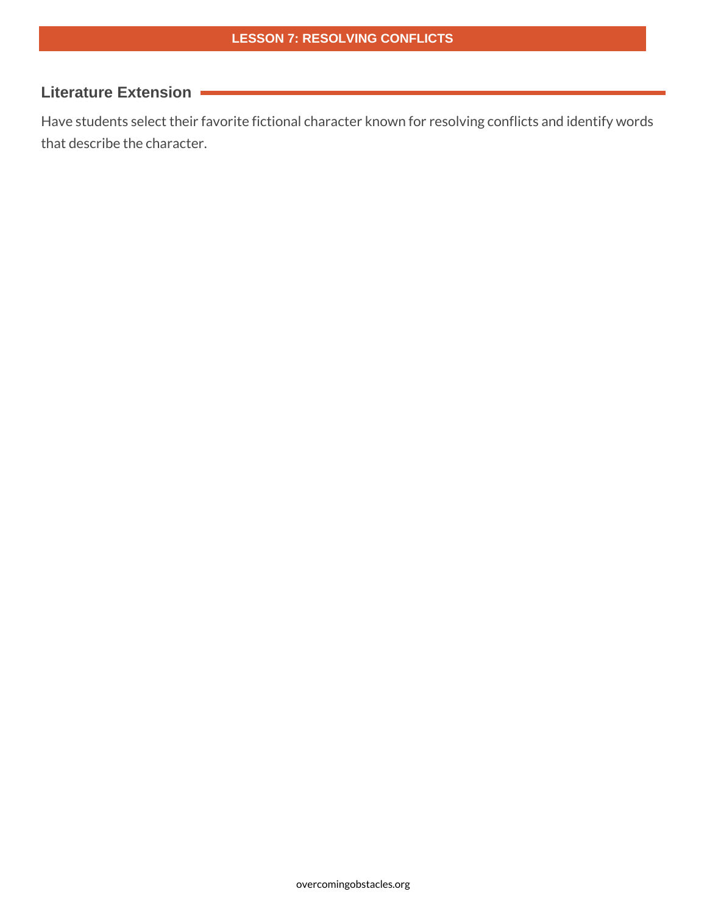## Literature Extension

Have students select their favorite fictional character known for resolving conflicts and identify words that describe the character.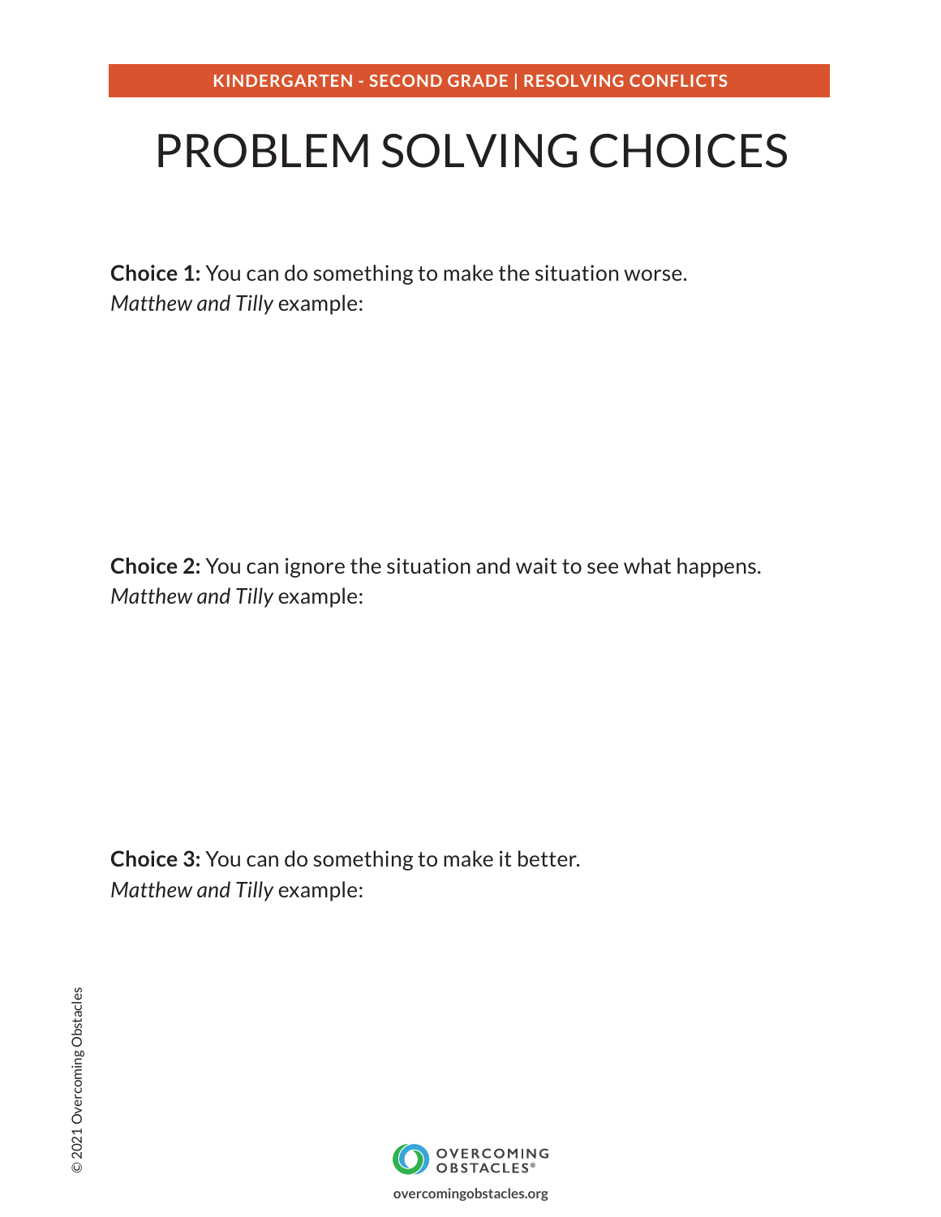KINDERGARTEN - SECOND GRADE | RESOLVING CONFLICTS

# PROBLEM SOLVING CHOICES

**Choice 1:** You can do something to make the situation worse.
*Matthew and Tilly* example:

**Choice 2:** You can ignore the situation and wait to see what happens.
*Matthew and Tilly* example:

**Choice 3:** You can do something to make it better.
*Matthew and Tilly* example:

© 2021 Overcoming Obstacles

OVERCOMING OBSTACLES®

overcomingobstacles.org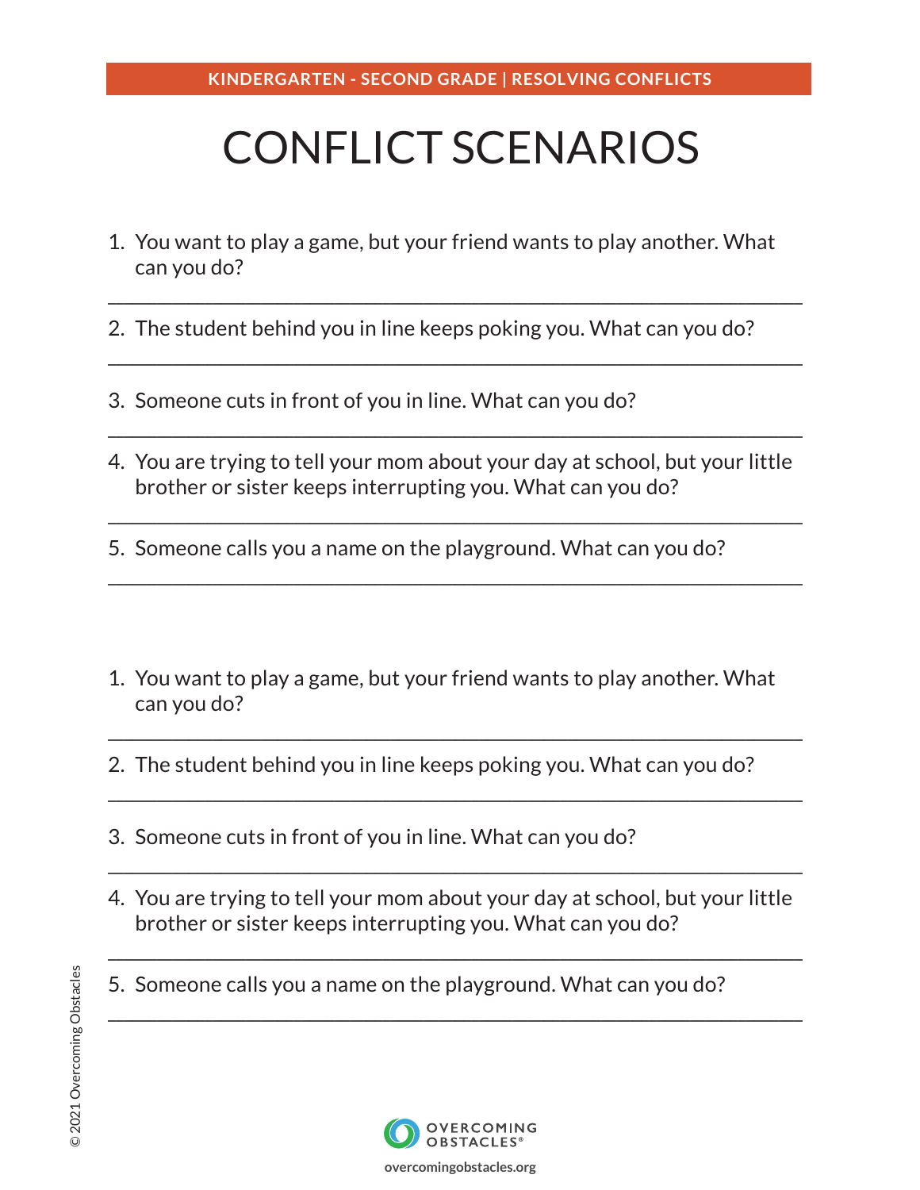KINDERGARTEN - SECOND GRADE | RESOLVING CONFLICTS

# CONFLICT SCENARIOS

1. You want to play a game, but your friend wants to play another. What can you do?

   ___________________________________________________________________

2. The student behind you in line keeps poking you. What can you do?

   ___________________________________________________________________

3. Someone cuts in front of you in line. What can you do?

   ___________________________________________________________________

4. You are trying to tell your mom about your day at school, but your little brother or sister keeps interrupting you. What can you do?

   ___________________________________________________________________

5. Someone calls you a name on the playground. What can you do?

   ___________________________________________________________________

1. You want to play a game, but your friend wants to play another. What can you do?

   ___________________________________________________________________

2. The student behind you in line keeps poking you. What can you do?

   ___________________________________________________________________

3. Someone cuts in front of you in line. What can you do?

   ___________________________________________________________________

4. You are trying to tell your mom about your day at school, but your little brother or sister keeps interrupting you. What can you do?

   ___________________________________________________________________

5. Someone calls you a name on the playground. What can you do?

   ___________________________________________________________________

© 2021 Overcoming Obstacles

OVERCOMING OBSTACLES®

overcomingobstacles.org